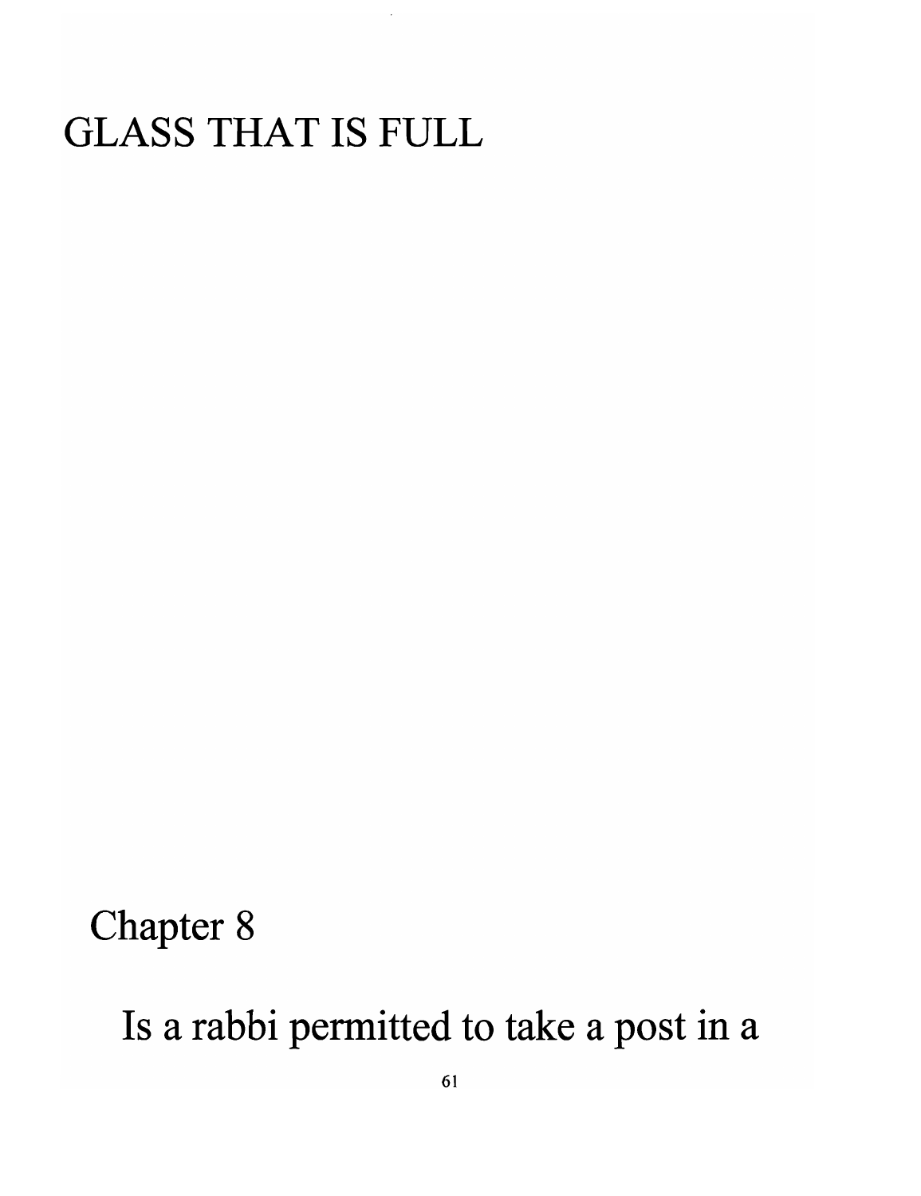# GLASS THAT IS FULL

## Chapter 8

Is a rabbi permitted to take a post in a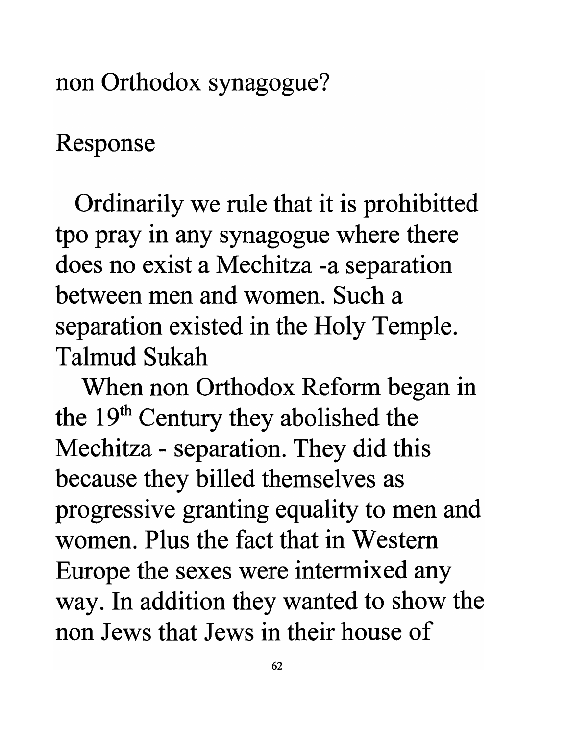non Orthodox synagogue?

Response

Ordinarily we rule that it is prohibitted tpo pray in any synagogue where there does no exist a Mechitza -a separation between men and women. Such a separation existed in the Holy Temple. Talmud Sukah

When non Orthodox Reform began in the 19th Century they abolished the Mechitza - separation. They did this because they billed themselves as progressive granting equality to men and women. Plus the fact that in Western Europe the sexes were intermixed any way. In addition they wanted to show the non Jews that Jews in their house of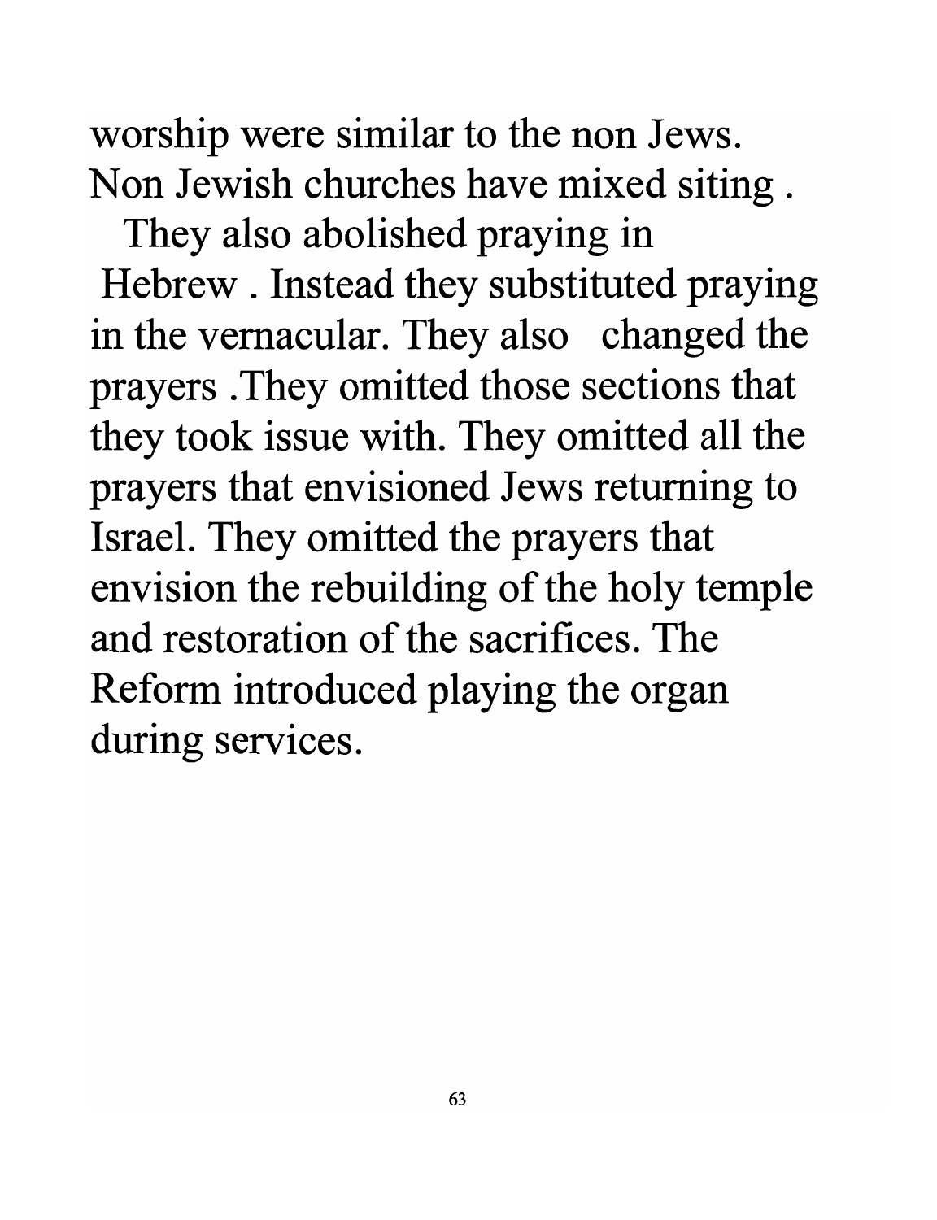worship were similar to the non Jews. Non Jewish churches have mixed siting .

They also abolished praying in Hebrew . Instead they substituted praying in the vernacular. They also changed the prayers .They omitted those sections that they took issue with. They omitted all the prayers that envisioned Jews returning to Israel. They omitted the prayers that envision the rebuilding of the holy temple and restoration of the sacrifices. The Reform introduced playing the organ during services.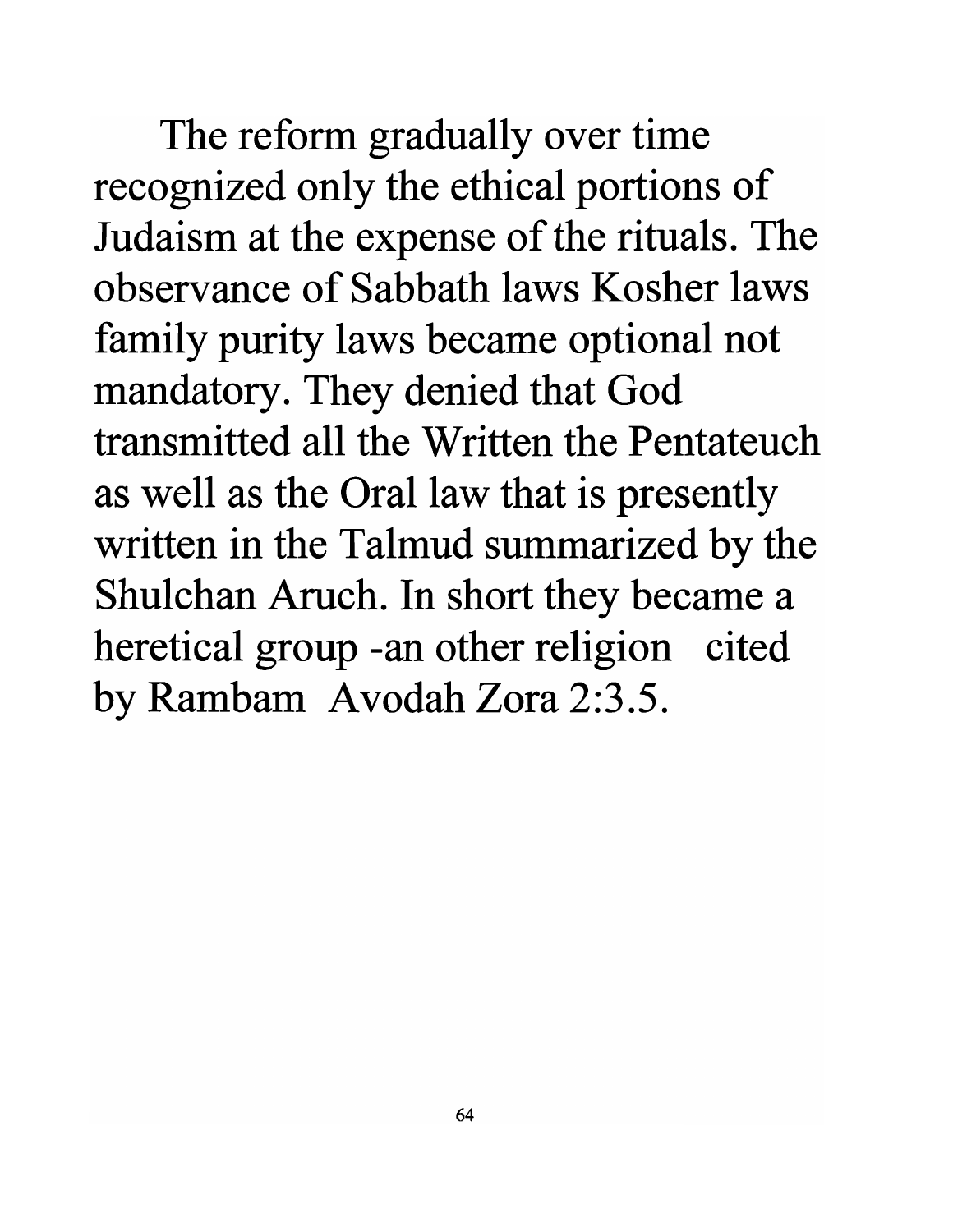The reform gradually over time recognized only the ethical portions of Judaism at the expense of the rituals. The observance of Sabbath laws Kosher laws family purity laws became optional not mandatory. They denied that God transmitted all the Written the Pentateuch as well as the Oral law that is presently written in the Talmud summarized by the Shulchan Aruch. In short they became a heretical group -an other religion cited by Rambam Avodah Zora 2:3.5.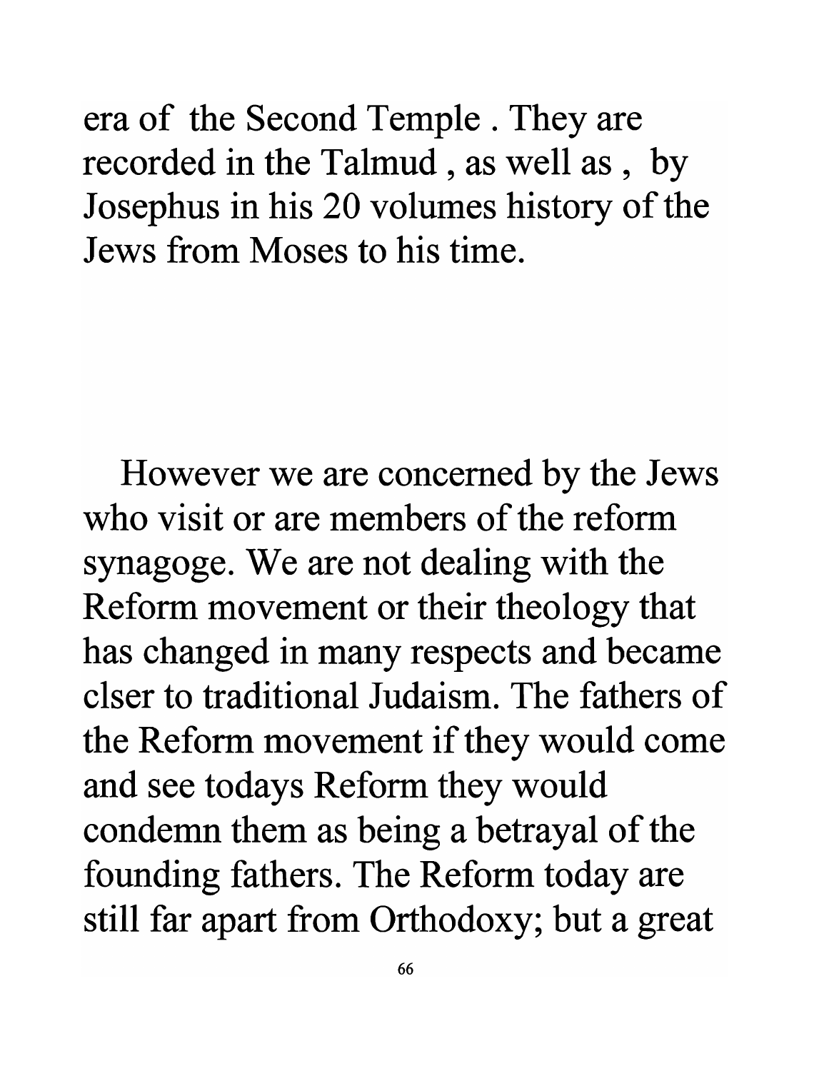era of the Second Temple . They are recorded in the Talmud , as well as , by Josephus in his 20 volumes history of the Jews from Moses to his time.

However we are concerned by the Jews who visit or are members of the reform synagoge. We are not dealing with the Reform movement or their theology that has changed in many respects and became clser to traditional Judaism. The fathers of the Reform movement if they would come and see todays Reform they would condemn them as being a betrayal of the founding fathers. The Reform today are still far apart from Orthodoxy; but a great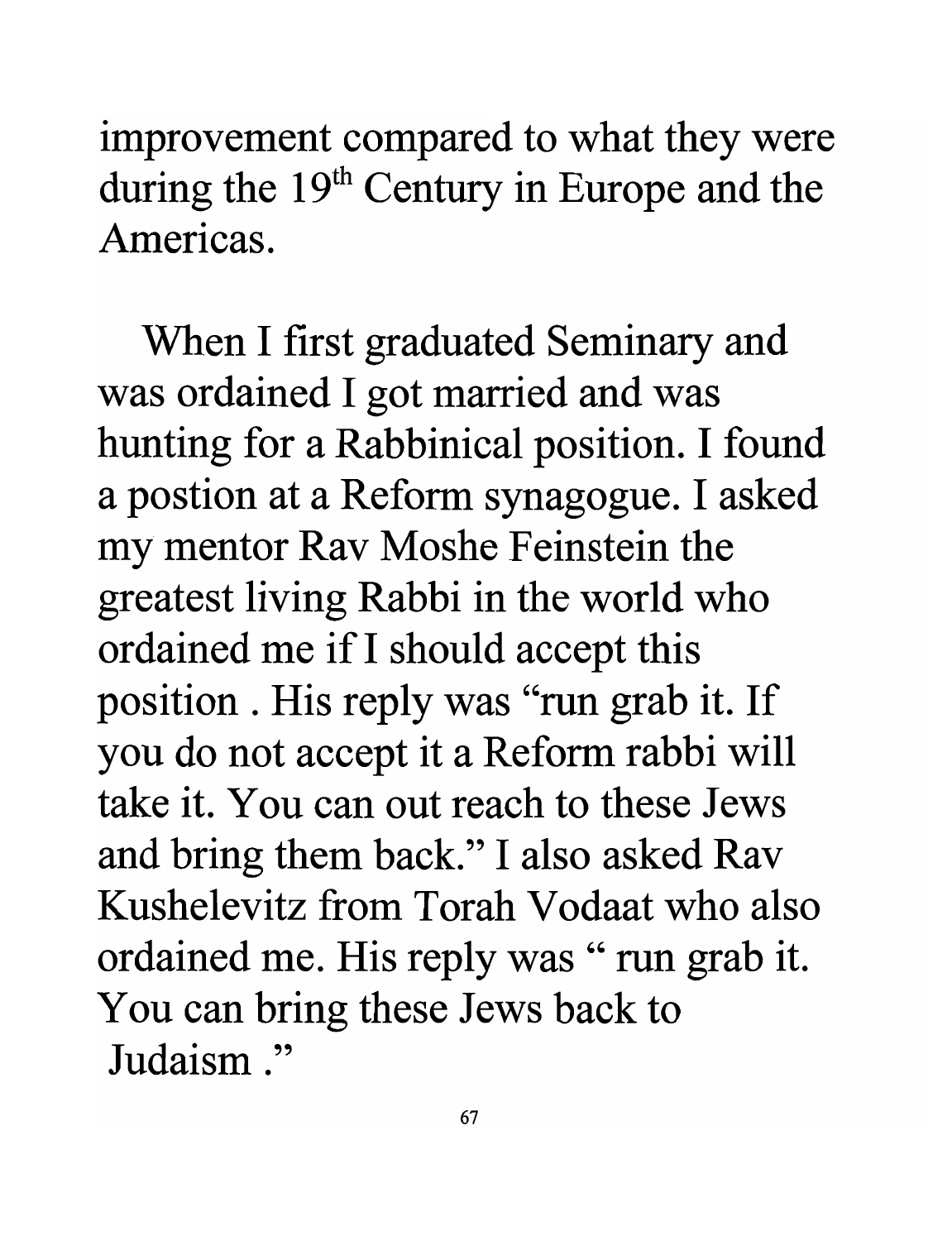improvement compared to what they were during the 19th Century in Europe and the Americas.

When I first graduated Seminary and was ordained I got married and was hunting for a Rabbinical position. I found a postion at a Reform synagogue. I asked my mentor Rav Moshe Feinstein the greatest living Rabbi in the world who ordained me if I should accept this position . His reply was "run grab it. If you do not accept it a Reform rabbi will take it. You can out reach to these Jews and bring them back." I also asked Rav Kushelevitz from Torah Vodaat who also ordained me. His reply was " run grab it. You can bring these Jews back to Judaism ."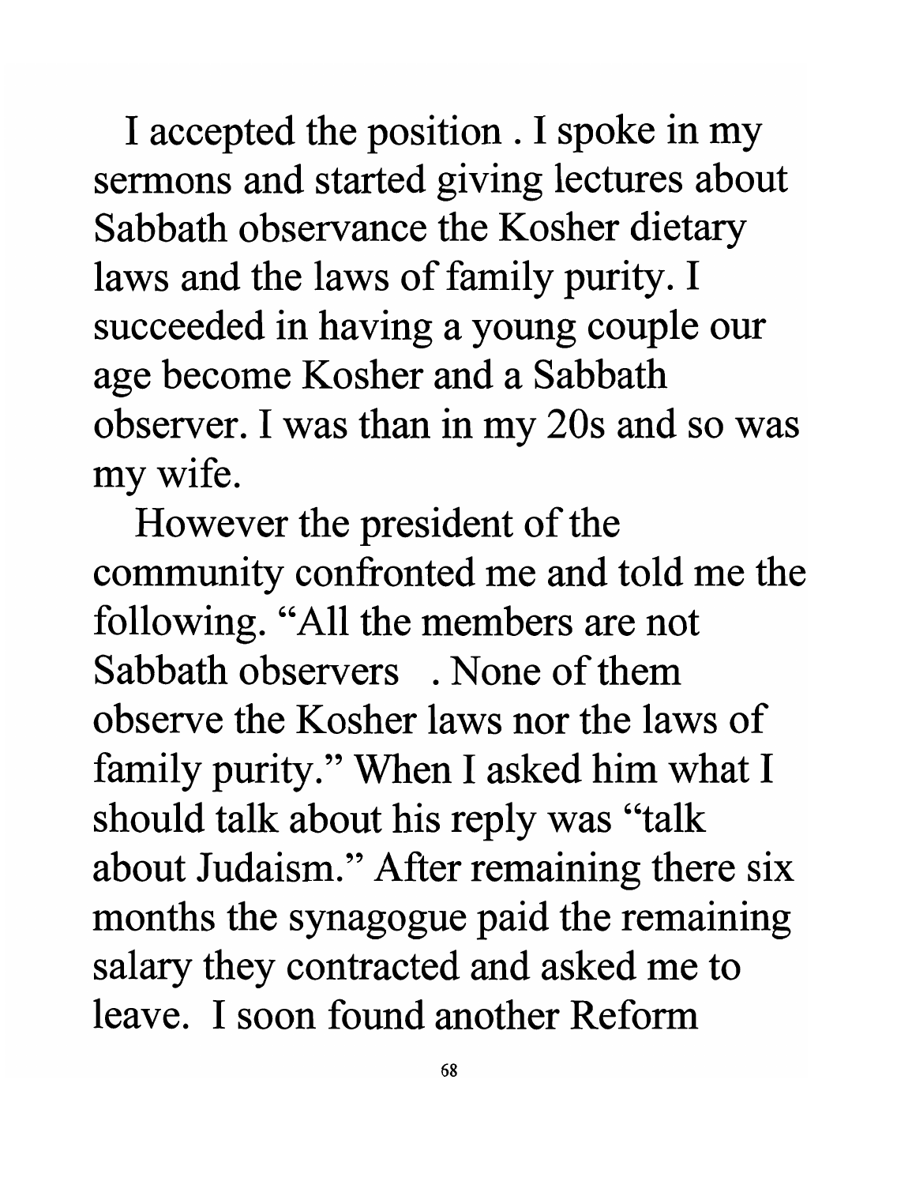I accepted the position . I spoke in my sermons and started giving lectures about Sabbath observance the Kosher dietary laws and the laws of family purity. I succeeded in having a young couple our age become Kosher and a Sabbath observer. I was than in my 20s and so was my wife.

However the president of the community confronted me and told me the following. "All the members are not Sabbath observers . None of them observe the Kosher laws nor the laws of family purity." When I asked him what I should talk about his reply was "talk about Judaism." After remaining there six months the synagogue paid the remaining salary they contracted and asked me to leave. I soon found another Reform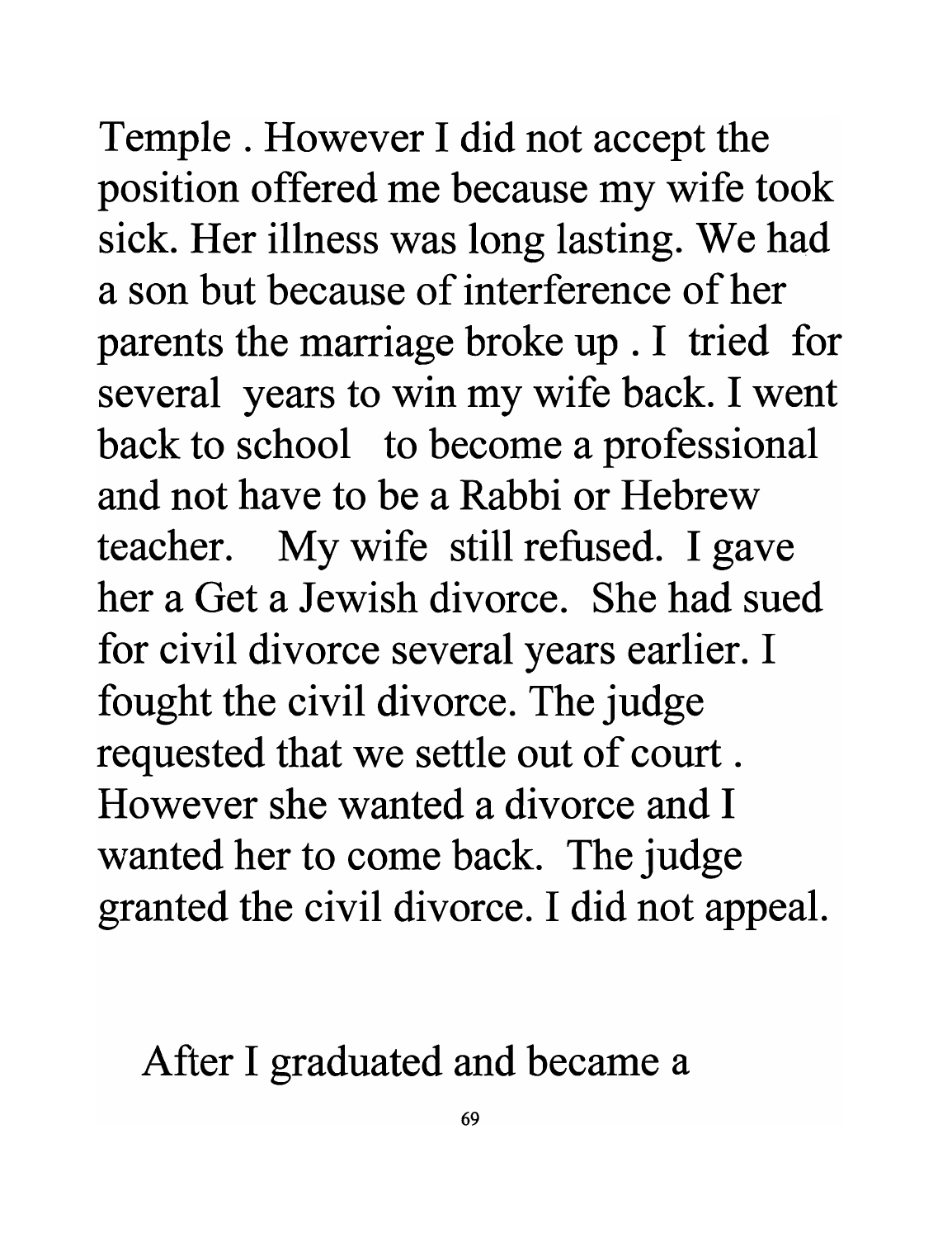Temple . However I did not accept the position offered me because my wife took sick. Her illness was long lasting. We had a son but because of interference of her parents the marriage broke up . I tried for several years to win my wife back. I went back to school to become a professional and not have to be a Rabbi or Hebrew teacher. My wife still refused. I gave her a Get a Jewish divorce. She had sued for civil divorce several years earlier. I fought the civil divorce. The judge requested that we settle out of court . However she wanted a divorce and I wanted her to come back. The judge granted the civil divorce. I did not appeal.

After I graduated and became a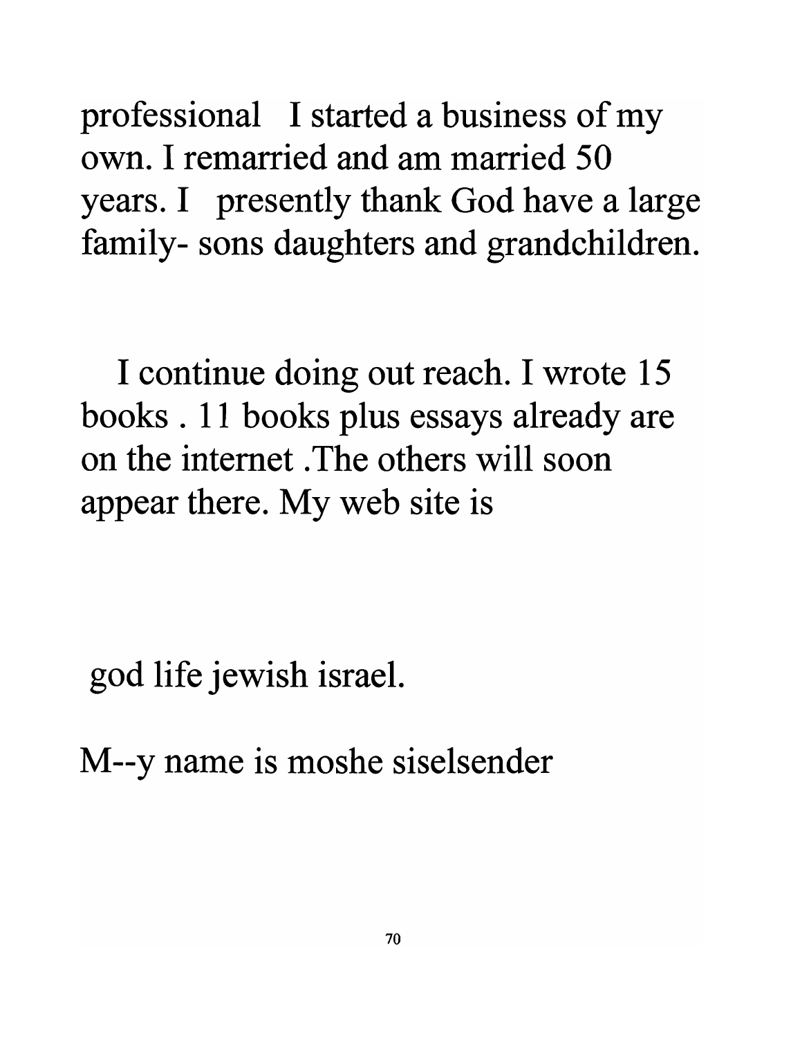professional I started a business of my own. I remarried and am married 50 years. I presently thank God have a large family- sons daughters and grandchildren.

I continue doing out reach. I wrote 15 books . 11 books plus essays already are on the internet .The others will soon appear there. My web site is

god life jewish israel.

M--y name is moshe siselsender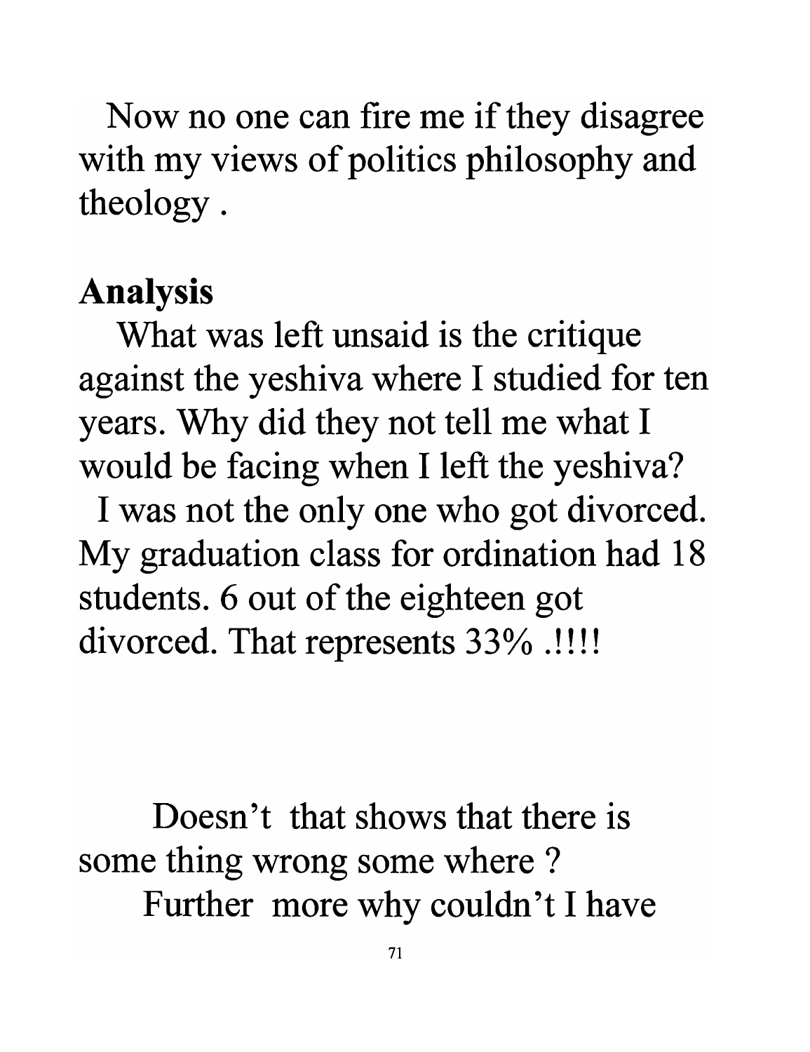Now no one can fire me if they disagree with my views of politics philosophy and theology .

**Analysis**

What was left unsaid is the critique against the yeshiva where I studied for ten years. Why did they not tell me what I would be facing when I left the yeshiva?

I was not the only one who got divorced. My graduation class for ordination had 18 students. 6 out of the eighteen got divorced. That represents 33% .!!!!

Doesn't that shows that there is some thing wrong some where ?

Further more why couldn't I have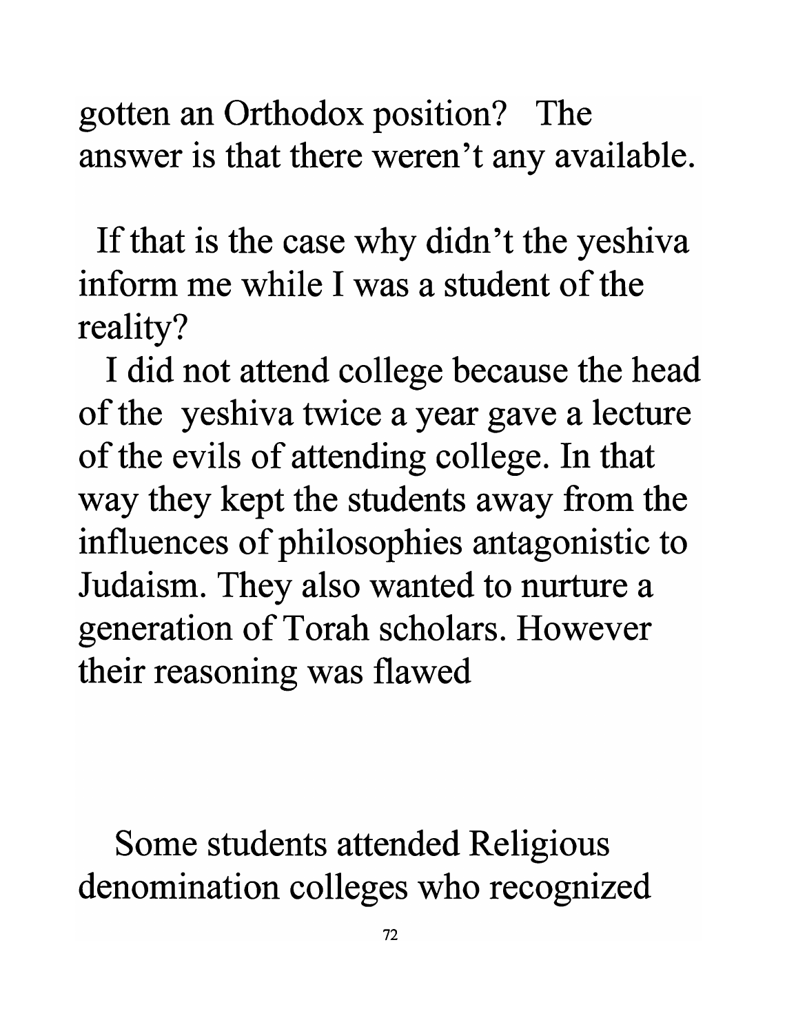gotten an Orthodox position? The answer is that there weren't any available.

If that is the case why didn't the yeshiva inform me while I was a student of the reality?

I did not attend college because the head of the yeshiva twice a year gave a lecture of the evils of attending college. In that way they kept the students away from the influences of philosophies antagonistic to Judaism. They also wanted to nurture a generation of Torah scholars. However their reasoning was flawed

Some students attended Religious denomination colleges who recognized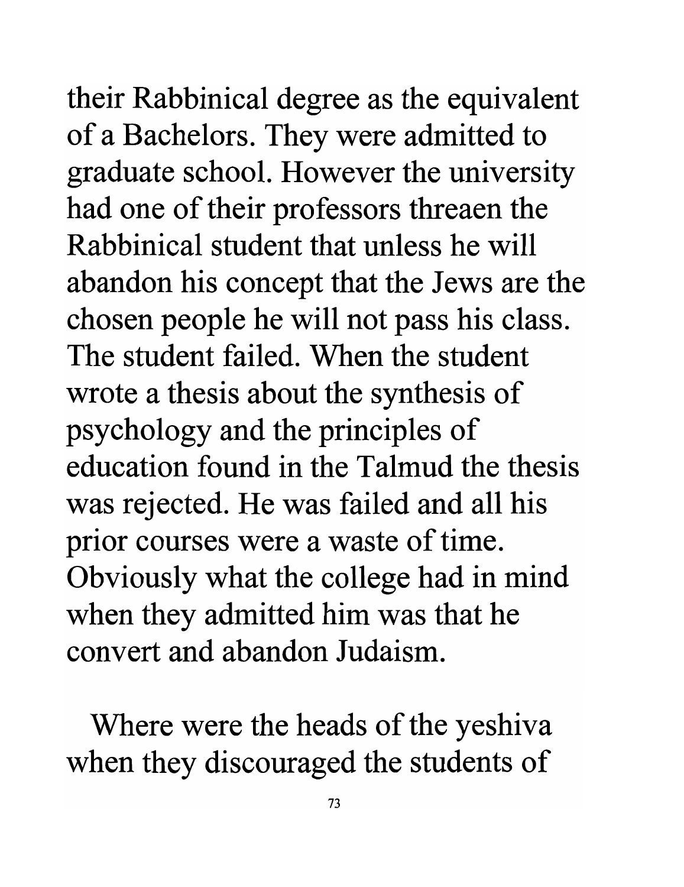their Rabbinical degree as the equivalent of a Bachelors. They were admitted to graduate school. However the university had one of their professors threaen the Rabbinical student that unless he will abandon his concept that the Jews are the chosen people he will not pass his class. The student failed. When the student wrote a thesis about the synthesis of psychology and the principles of education found in the Talmud the thesis was rejected. He was failed and all his prior courses were a waste of time. Obviously what the college had in mind when they admitted him was that he convert and abandon Judaism.

Where were the heads of the yeshiva when they discouraged the students of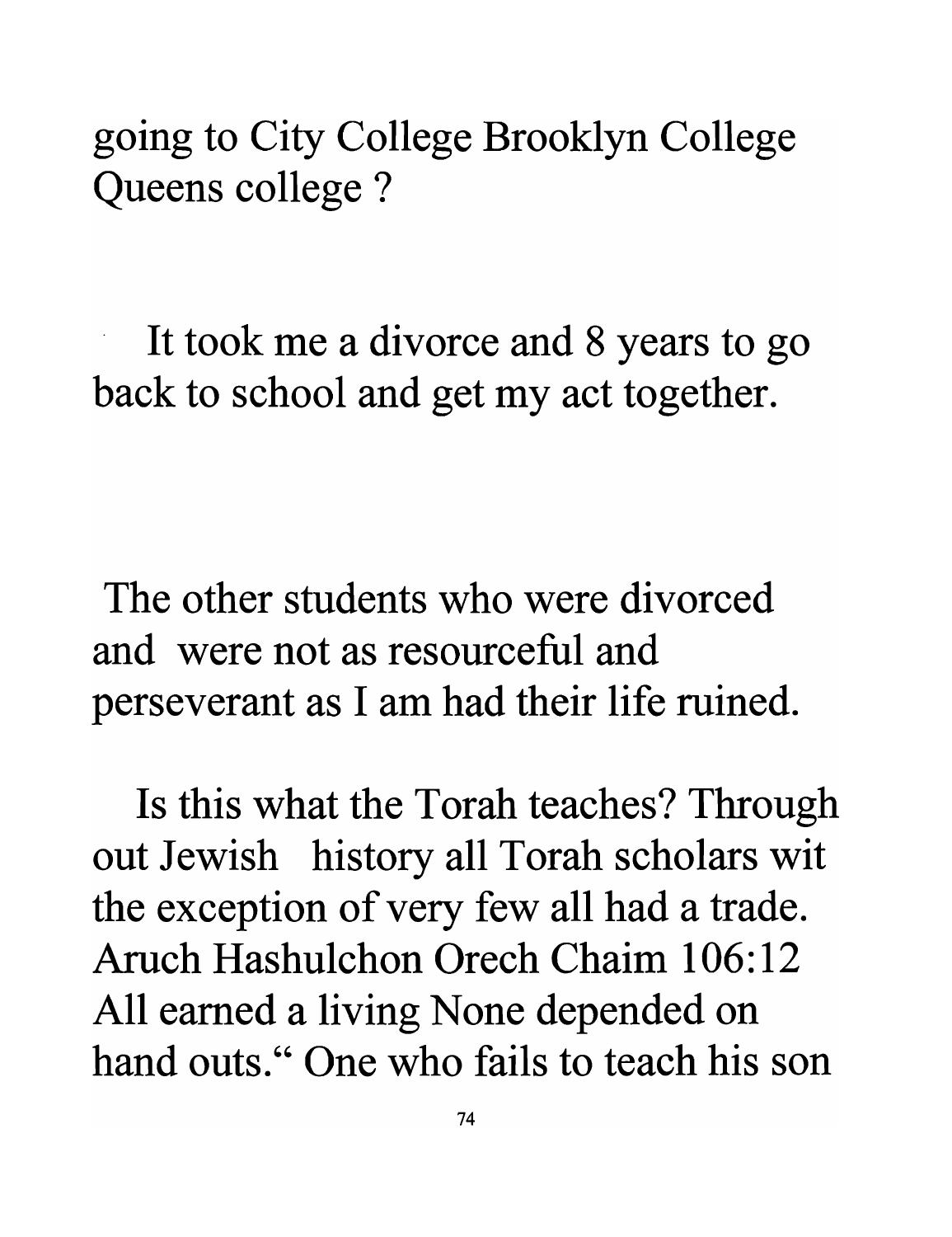going to City College Brooklyn College Queens college ?

It took me a divorce and 8 years to go back to school and get my act together.

The other students who were divorced and were not as resourceful and perseverant as I am had their life ruined.

Is this what the Torah teaches? Through out Jewish history all Torah scholars wit the exception of very few all had a trade. Aruch Hashulchon Orech Chaim 106:12 All earned a living None depended on hand outs." One who fails to teach his son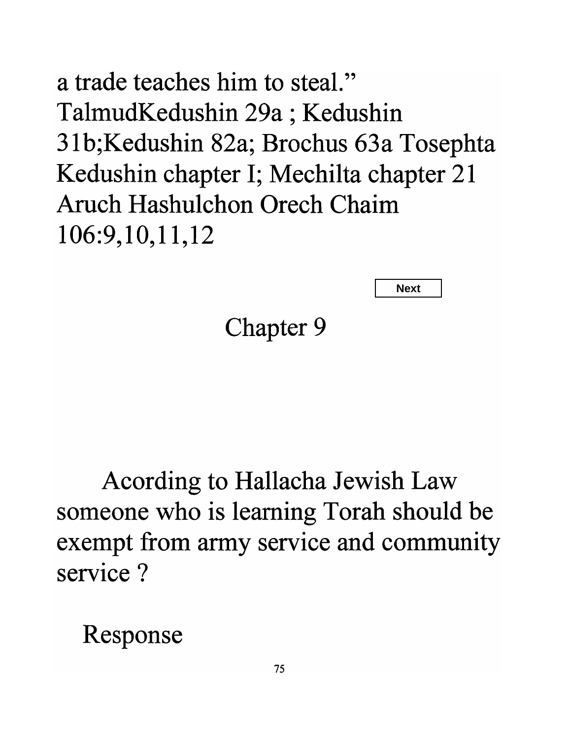a trade teaches him to steal."
TalmudKedushin 29a ; Kedushin 31b;Kedushin 82a; Brochus 63a Tosephta Kedushin chapter I; Mechilta chapter 21 Aruch Hashulchon Orech Chaim 106:9,10,11,12

Next

## Chapter 9

Acording to Hallacha Jewish Law someone who is learning Torah should be exempt from army service and community service ?

Response